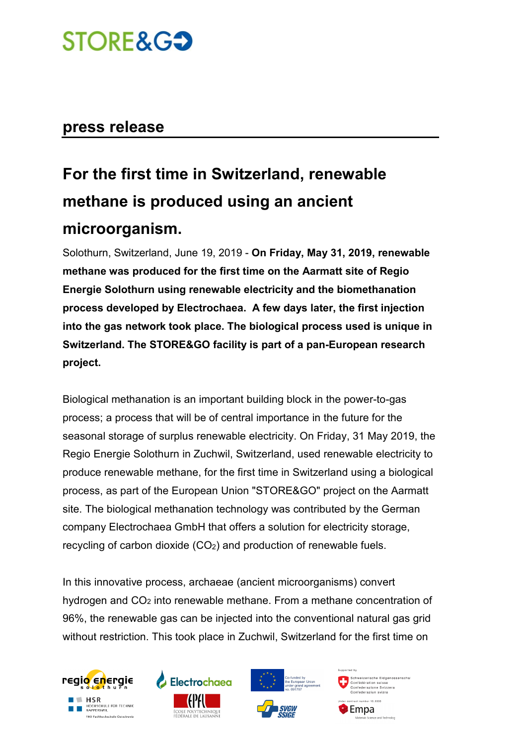STORE&GO

## press release

# For the first time in Switzerland, renewable methane is produced using an ancient microorganism.

Solothurn, Switzerland, June 19, 2019 - **On Friday, May 31, 2019, renewable methane was produced for the first time on the Aarmatt site of Regio Energie Solothurn using renewable electricity and the biomethanation process developed by Electrochaea. A few days later, the first injection into the gas network took place. The biological process used is unique in Switzerland. The STORE&GO facility is part of a pan-European research project.**

Biological methanation is an important building block in the power-to-gas process; a process that will be of central importance in the future for the seasonal storage of surplus renewable electricity. On Friday, 31 May 2019, the Regio Energie Solothurn in Zuchwil, Switzerland, used renewable electricity to produce renewable methane, for the first time in Switzerland using a biological process, as part of the European Union "STORE&GO" project on the Aarmatt site. The biological methanation technology was contributed by the German company Electrochaea GmbH that offers a solution for electricity storage, recycling of carbon dioxide ($CO_2$) and production of renewable fuels.

In this innovative process, archaeae (ancient microorganisms) convert hydrogen and $CO_2$ into renewable methane. From a methane concentration of 96%, the renewable gas can be injected into the conventional natural gas grid without restriction. This took place in Zuchwil, Switzerland for the first time on

regio energie solothurn | HSR Hochschule für Technik Rapperswil | Electrochaea | EPFL | Co-funded by the European Union under grand agreement no. 691797 | SVGW SSIGE | Supported by Schweizerische Eidgenossenschaft | Under contract number 16.0000 Empa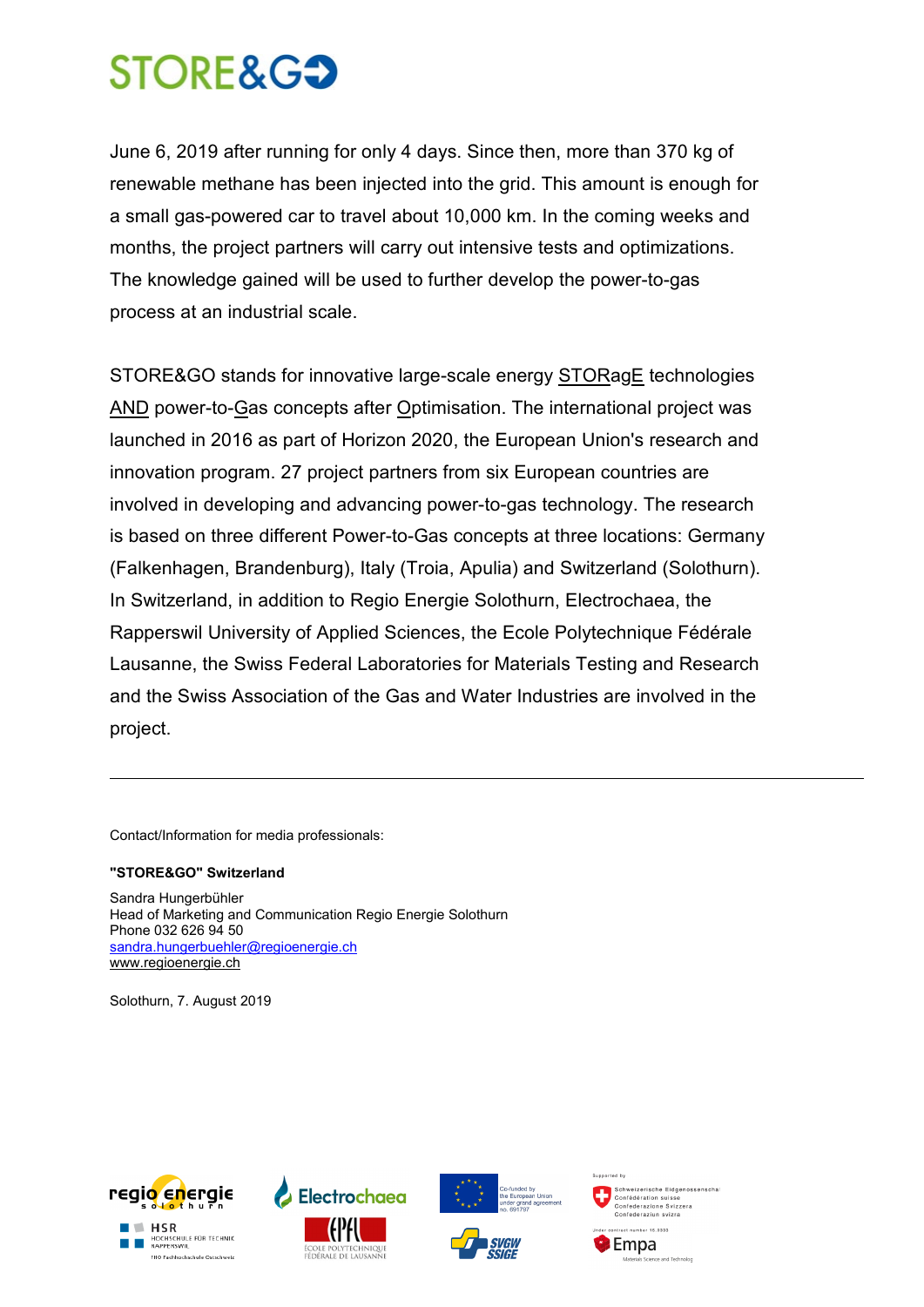June 6, 2019 after running for only 4 days. Since then, more than 370 kg of renewable methane has been injected into the grid. This amount is enough for a small gas-powered car to travel about 10,000 km. In the coming weeks and months, the project partners will carry out intensive tests and optimizations. The knowledge gained will be used to further develop the power-to-gas process at an industrial scale.

STORE&GO stands for innovative large-scale energy STORagE technologies AND power-to-Gas concepts after Optimisation. The international project was launched in 2016 as part of Horizon 2020, the European Union's research and innovation program. 27 project partners from six European countries are involved in developing and advancing power-to-gas technology. The research is based on three different Power-to-Gas concepts at three locations: Germany (Falkenhagen, Brandenburg), Italy (Troia, Apulia) and Switzerland (Solothurn). In Switzerland, in addition to Regio Energie Solothurn, Electrochaea, the Rapperswil University of Applied Sciences, the Ecole Polytechnique Fédérale Lausanne, the Swiss Federal Laboratories for Materials Testing and Research and the Swiss Association of the Gas and Water Industries are involved in the project.

---

Contact/Information for media professionals:

**"STORE&GO" Switzerland**

Sandra Hungerbühler
Head of Marketing and Communication Regio Energie Solothurn
Phone 032 626 94 50
sandra.hungerbuehler@regioenergie.ch
www.regioenergie.ch

Solothurn, 7. August 2019